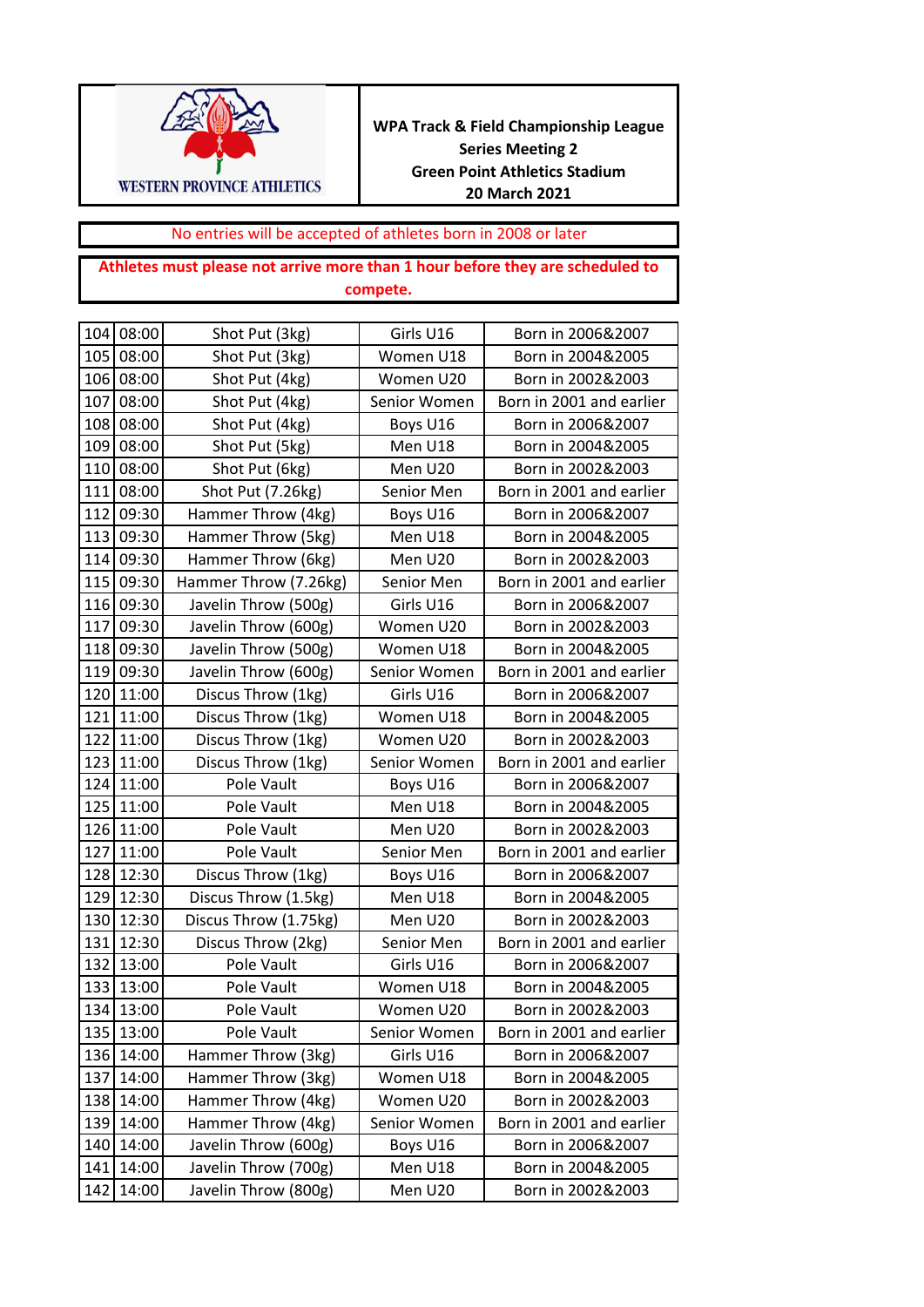WESTERN PROVINCE ATHLETICS

**WPA Track & Field Championship League**
**Series Meeting 2**
**Green Point Athletics Stadium**
**20 March 2021**

No entries will be accepted of athletes born in 2008 or later

**Athletes must please not arrive more than 1 hour before they are scheduled to compete.**

| | | | | |
|---|---|---|---|---|
| 104 | 08:00 | Shot Put (3kg) | Girls U16 | Born in 2006&2007 |
| 105 | 08:00 | Shot Put (3kg) | Women U18 | Born in 2004&2005 |
| 106 | 08:00 | Shot Put (4kg) | Women U20 | Born in 2002&2003 |
| 107 | 08:00 | Shot Put (4kg) | Senior Women | Born in 2001 and earlier |
| 108 | 08:00 | Shot Put (4kg) | Boys U16 | Born in 2006&2007 |
| 109 | 08:00 | Shot Put (5kg) | Men U18 | Born in 2004&2005 |
| 110 | 08:00 | Shot Put (6kg) | Men U20 | Born in 2002&2003 |
| 111 | 08:00 | Shot Put (7.26kg) | Senior Men | Born in 2001 and earlier |
| 112 | 09:30 | Hammer Throw (4kg) | Boys U16 | Born in 2006&2007 |
| 113 | 09:30 | Hammer Throw (5kg) | Men U18 | Born in 2004&2005 |
| 114 | 09:30 | Hammer Throw (6kg) | Men U20 | Born in 2002&2003 |
| 115 | 09:30 | Hammer Throw (7.26kg) | Senior Men | Born in 2001 and earlier |
| 116 | 09:30 | Javelin Throw (500g) | Girls U16 | Born in 2006&2007 |
| 117 | 09:30 | Javelin Throw (600g) | Women U20 | Born in 2002&2003 |
| 118 | 09:30 | Javelin Throw (500g) | Women U18 | Born in 2004&2005 |
| 119 | 09:30 | Javelin Throw (600g) | Senior Women | Born in 2001 and earlier |
| 120 | 11:00 | Discus Throw (1kg) | Girls U16 | Born in 2006&2007 |
| 121 | 11:00 | Discus Throw (1kg) | Women U18 | Born in 2004&2005 |
| 122 | 11:00 | Discus Throw (1kg) | Women U20 | Born in 2002&2003 |
| 123 | 11:00 | Discus Throw (1kg) | Senior Women | Born in 2001 and earlier |
| 124 | 11:00 | Pole Vault | Boys U16 | Born in 2006&2007 |
| 125 | 11:00 | Pole Vault | Men U18 | Born in 2004&2005 |
| 126 | 11:00 | Pole Vault | Men U20 | Born in 2002&2003 |
| 127 | 11:00 | Pole Vault | Senior Men | Born in 2001 and earlier |
| 128 | 12:30 | Discus Throw (1kg) | Boys U16 | Born in 2006&2007 |
| 129 | 12:30 | Discus Throw (1.5kg) | Men U18 | Born in 2004&2005 |
| 130 | 12:30 | Discus Throw (1.75kg) | Men U20 | Born in 2002&2003 |
| 131 | 12:30 | Discus Throw (2kg) | Senior Men | Born in 2001 and earlier |
| 132 | 13:00 | Pole Vault | Girls U16 | Born in 2006&2007 |
| 133 | 13:00 | Pole Vault | Women U18 | Born in 2004&2005 |
| 134 | 13:00 | Pole Vault | Women U20 | Born in 2002&2003 |
| 135 | 13:00 | Pole Vault | Senior Women | Born in 2001 and earlier |
| 136 | 14:00 | Hammer Throw (3kg) | Girls U16 | Born in 2006&2007 |
| 137 | 14:00 | Hammer Throw (3kg) | Women U18 | Born in 2004&2005 |
| 138 | 14:00 | Hammer Throw (4kg) | Women U20 | Born in 2002&2003 |
| 139 | 14:00 | Hammer Throw (4kg) | Senior Women | Born in 2001 and earlier |
| 140 | 14:00 | Javelin Throw (600g) | Boys U16 | Born in 2006&2007 |
| 141 | 14:00 | Javelin Throw (700g) | Men U18 | Born in 2004&2005 |
| 142 | 14:00 | Javelin Throw (800g) | Men U20 | Born in 2002&2003 |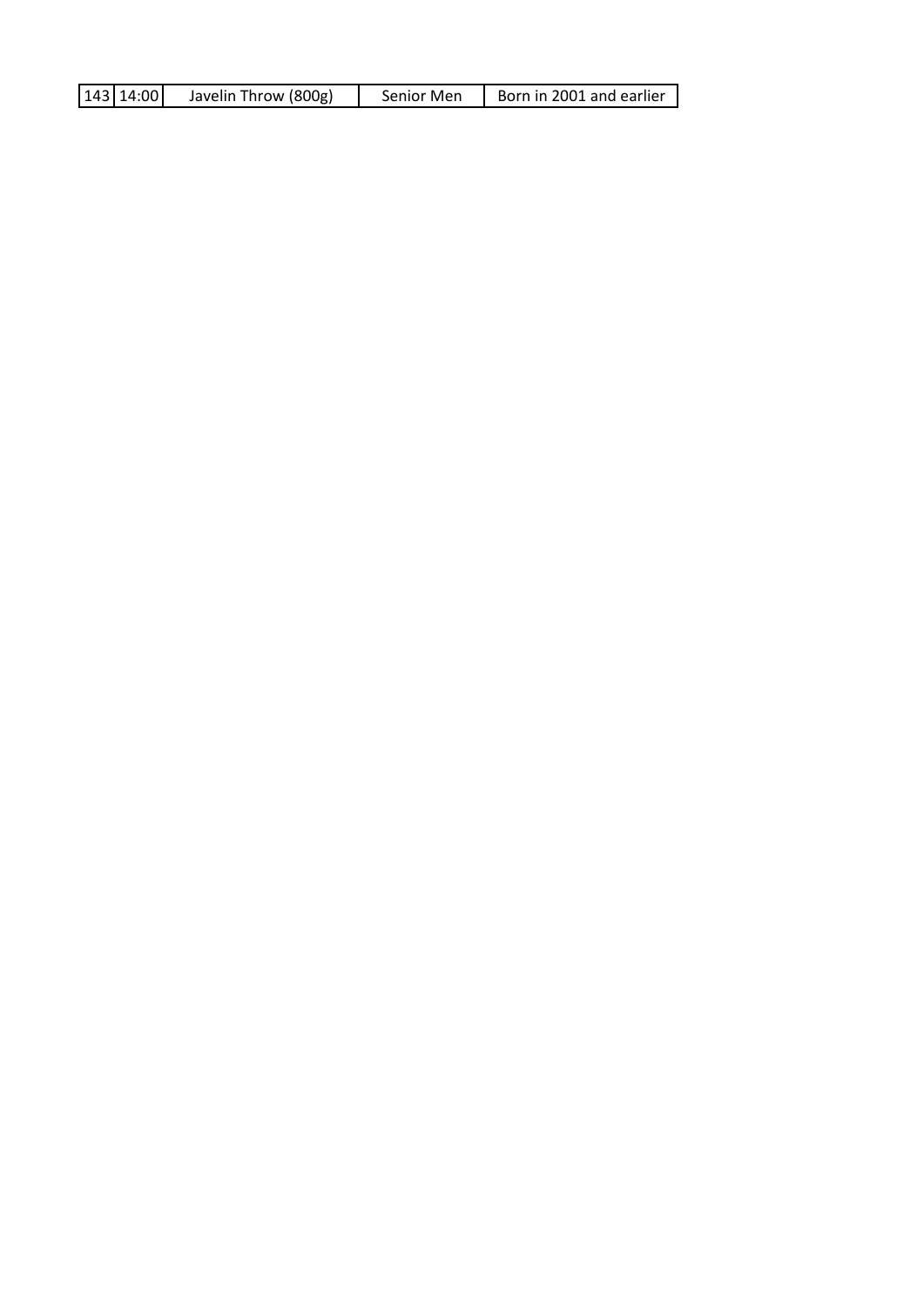| | | | | |
|---|---|---|---|---|
| 143 | 14:00 | Javelin Throw (800g) | Senior Men | Born in 2001 and earlier |